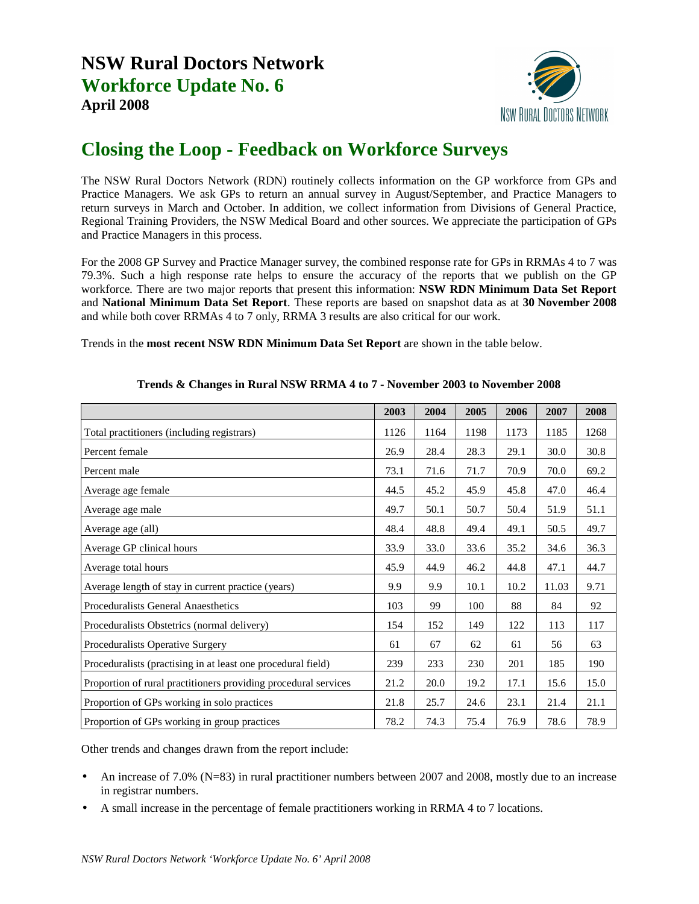# NSW Rural Doctors Network

## Workforce Update No. 6

**April 2008**

# Closing the Loop - Feedback on Workforce Surveys

The NSW Rural Doctors Network (RDN) routinely collects information on the GP workforce from GPs and Practice Managers. We ask GPs to return an annual survey in August/September, and Practice Managers to return surveys in March and October. In addition, we collect information from Divisions of General Practice, Regional Training Providers, the NSW Medical Board and other sources. We appreciate the participation of GPs and Practice Managers in this process.

For the 2008 GP Survey and Practice Manager survey, the combined response rate for GPs in RRMAs 4 to 7 was 79.3%. Such a high response rate helps to ensure the accuracy of the reports that we publish on the GP workforce. There are two major reports that present this information: **NSW RDN Minimum Data Set Report** and **National Minimum Data Set Report**. These reports are based on snapshot data as at **30 November 2008** and while both cover RRMAs 4 to 7 only, RRMA 3 results are also critical for our work.

Trends in the **most recent NSW RDN Minimum Data Set Report** are shown in the table below.

**Trends & Changes in Rural NSW RRMA 4 to 7 - November 2003 to November 2008**

| | 2003 | 2004 | 2005 | 2006 | 2007 | 2008 |
|---|---|---|---|---|---|---|
| Total practitioners (including registrars) | 1126 | 1164 | 1198 | 1173 | 1185 | 1268 |
| Percent female | 26.9 | 28.4 | 28.3 | 29.1 | 30.0 | 30.8 |
| Percent male | 73.1 | 71.6 | 71.7 | 70.9 | 70.0 | 69.2 |
| Average age female | 44.5 | 45.2 | 45.9 | 45.8 | 47.0 | 46.4 |
| Average age male | 49.7 | 50.1 | 50.7 | 50.4 | 51.9 | 51.1 |
| Average age (all) | 48.4 | 48.8 | 49.4 | 49.1 | 50.5 | 49.7 |
| Average GP clinical hours | 33.9 | 33.0 | 33.6 | 35.2 | 34.6 | 36.3 |
| Average total hours | 45.9 | 44.9 | 46.2 | 44.8 | 47.1 | 44.7 |
| Average length of stay in current practice (years) | 9.9 | 9.9 | 10.1 | 10.2 | 11.03 | 9.71 |
| Proceduralists General Anaesthetics | 103 | 99 | 100 | 88 | 84 | 92 |
| Proceduralists Obstetrics (normal delivery) | 154 | 152 | 149 | 122 | 113 | 117 |
| Proceduralists Operative Surgery | 61 | 67 | 62 | 61 | 56 | 63 |
| Proceduralists (practising in at least one procedural field) | 239 | 233 | 230 | 201 | 185 | 190 |
| Proportion of rural practitioners providing procedural services | 21.2 | 20.0 | 19.2 | 17.1 | 15.6 | 15.0 |
| Proportion of GPs working in solo practices | 21.8 | 25.7 | 24.6 | 23.1 | 21.4 | 21.1 |
| Proportion of GPs working in group practices | 78.2 | 74.3 | 75.4 | 76.9 | 78.6 | 78.9 |

Other trends and changes drawn from the report include:

- An increase of 7.0% (N=83) in rural practitioner numbers between 2007 and 2008, mostly due to an increase in registrar numbers.
- A small increase in the percentage of female practitioners working in RRMA 4 to 7 locations.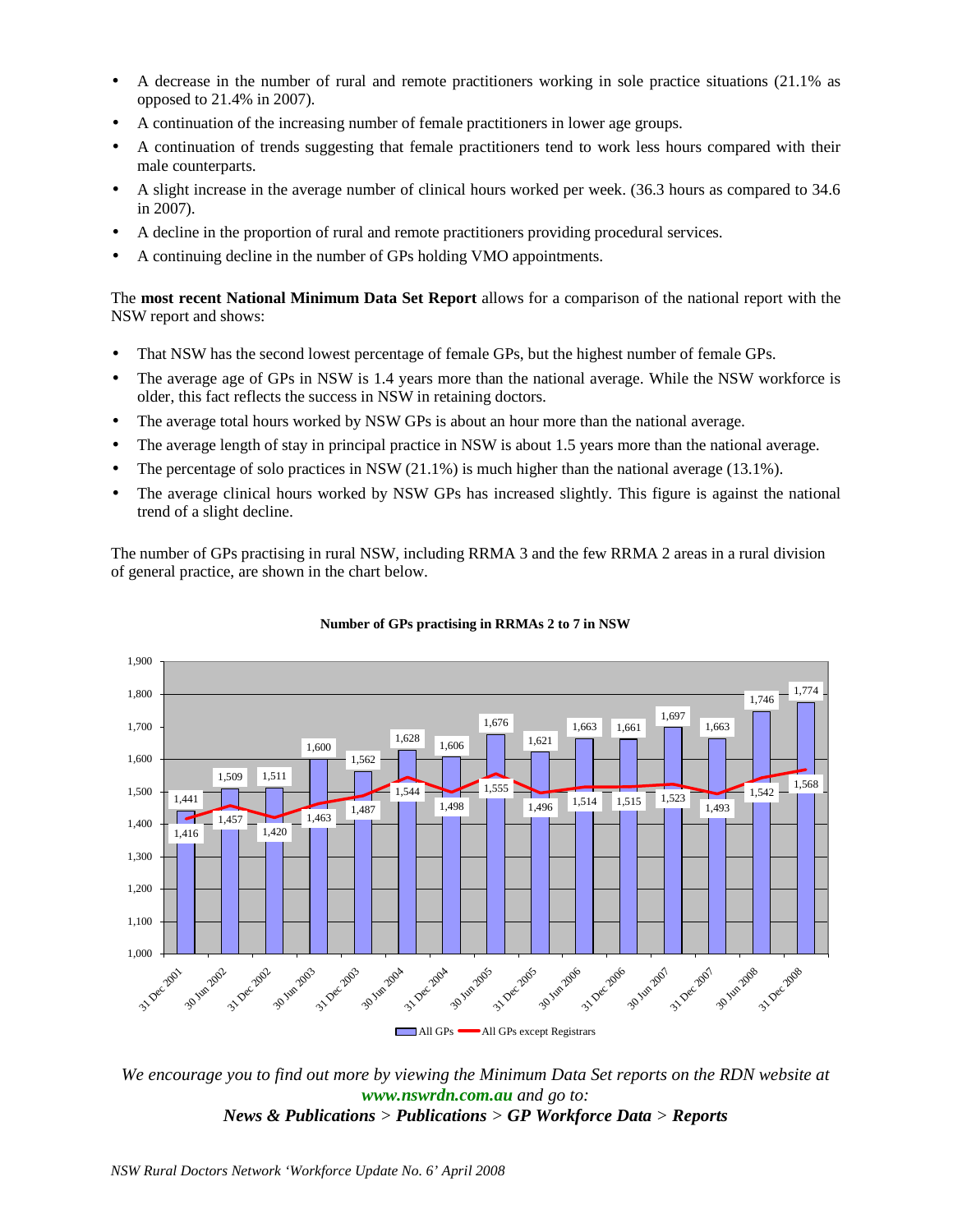- A decrease in the number of rural and remote practitioners working in sole practice situations (21.1% as opposed to 21.4% in 2007).
- A continuation of the increasing number of female practitioners in lower age groups.
- A continuation of trends suggesting that female practitioners tend to work less hours compared with their male counterparts.
- A slight increase in the average number of clinical hours worked per week. (36.3 hours as compared to 34.6 in 2007).
- A decline in the proportion of rural and remote practitioners providing procedural services.
- A continuing decline in the number of GPs holding VMO appointments.

The **most recent National Minimum Data Set Report** allows for a comparison of the national report with the NSW report and shows:

- That NSW has the second lowest percentage of female GPs, but the highest number of female GPs.
- The average age of GPs in NSW is 1.4 years more than the national average. While the NSW workforce is older, this fact reflects the success in NSW in retaining doctors.
- The average total hours worked by NSW GPs is about an hour more than the national average.
- The average length of stay in principal practice in NSW is about 1.5 years more than the national average.
- The percentage of solo practices in NSW (21.1%) is much higher than the national average (13.1%).
- The average clinical hours worked by NSW GPs has increased slightly. This figure is against the national trend of a slight decline.

The number of GPs practising in rural NSW, including RRMA 3 and the few RRMA 2 areas in a rural division of general practice, are shown in the chart below.

**Number of GPs practising in RRMAs 2 to 7 in NSW**

1,900
1,800
1,700
1,600
1,500
1,400
1,300
1,200
1,100
1,000

1,441 1,509 1,511 1,600 1,562 1,628 1,606 1,676 1,621 1,663 1,661 1,697 1,663 1,746 1,774

1,416 1,457 1,420 1,463 1,487 1,544 1,498 1,555 1,496 1,514 1,515 1,523 1,493 1,542 1,568

31 Dec 2001, 30 Jun 2002, 31 Dec 2002, 30 Jun 2003, 31 Dec 2003, 30 Jun 2004, 31 Dec 2004, 30 Jun 2005, 31 Dec 2005, 30 Jun 2006, 31 Dec 2006, 30 Jun 2007, 31 Dec 2007, 30 Jun 2008, 31 Dec 2008

All GPs
All GPs except Registrars

*We encourage you to find out more by viewing the Minimum Data Set reports on the RDN website at* ***www.nswrdn.com.au*** *and go to:*

***News & Publications** > **Publications** > **GP Workforce Data** > **Reports***